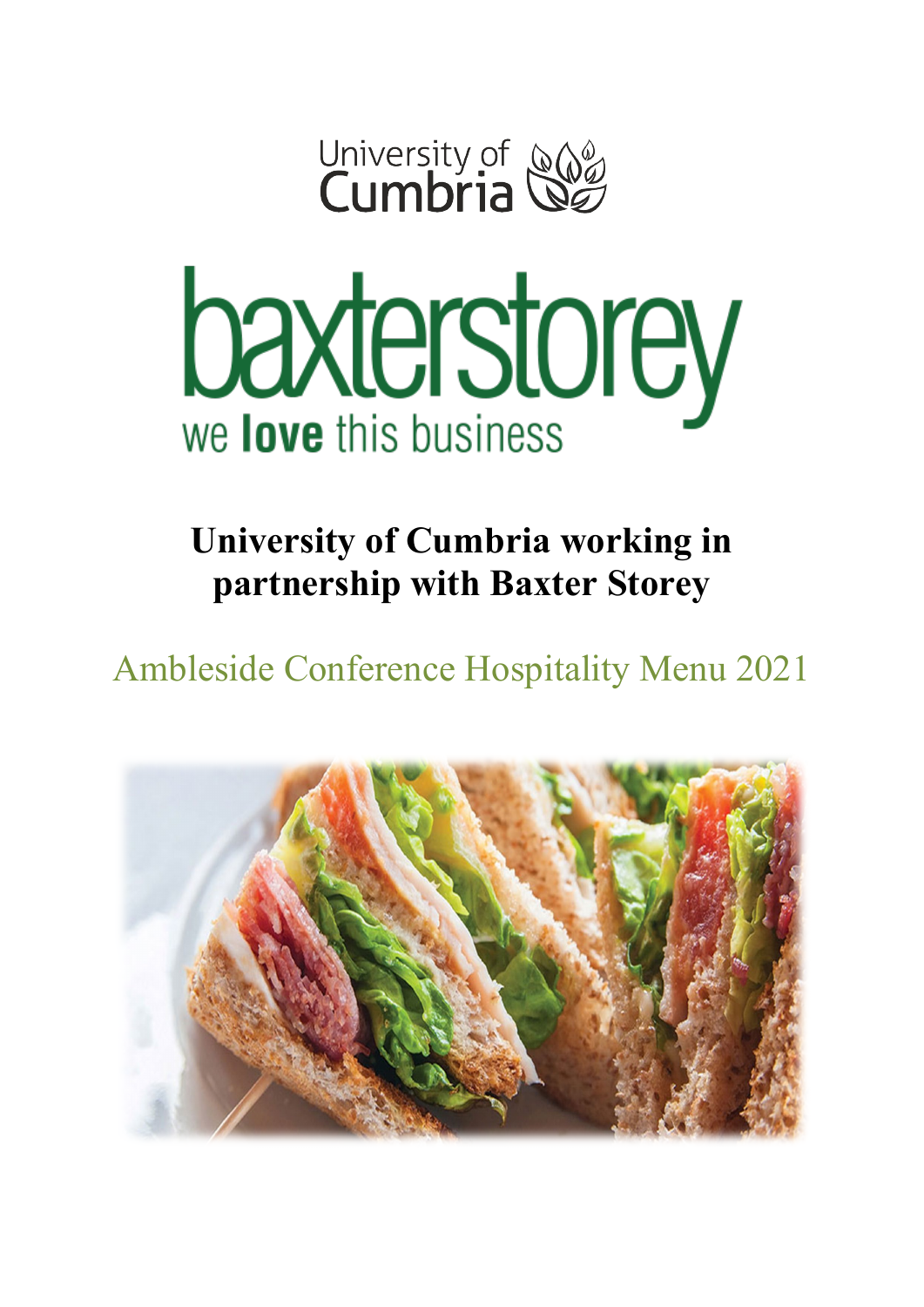University of Cumbria

baxterstorey

we **love** this business

# University of Cumbria working in partnership with Baxter Storey

## Ambleside Conference Hospitality Menu 2021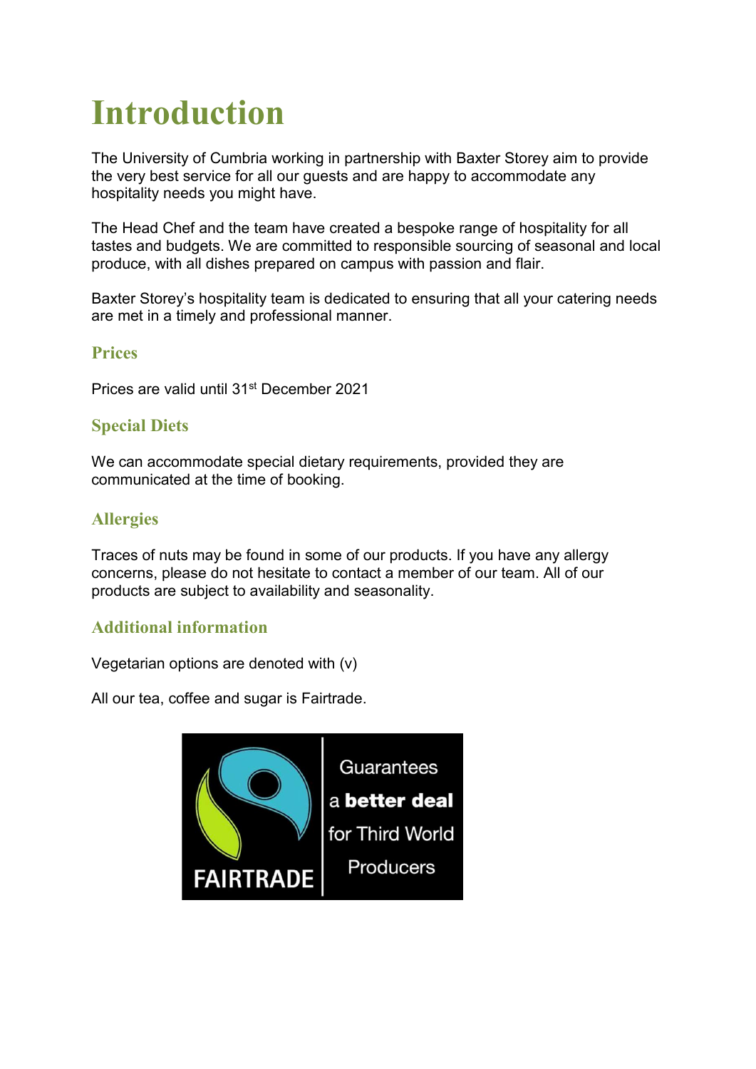# Introduction

The University of Cumbria working in partnership with Baxter Storey aim to provide the very best service for all our guests and are happy to accommodate any hospitality needs you might have.

The Head Chef and the team have created a bespoke range of hospitality for all tastes and budgets. We are committed to responsible sourcing of seasonal and local produce, with all dishes prepared on campus with passion and flair.

Baxter Storey's hospitality team is dedicated to ensuring that all your catering needs are met in a timely and professional manner.

## Prices

Prices are valid until 31st December 2021

## Special Diets

We can accommodate special dietary requirements, provided they are communicated at the time of booking.

## Allergies

Traces of nuts may be found in some of our products. If you have any allergy concerns, please do not hesitate to contact a member of our team. All of our products are subject to availability and seasonality.

## Additional information

Vegetarian options are denoted with (v)

All our tea, coffee and sugar is Fairtrade.

FAIRTRADE

Guarantees a **better deal** for Third World Producers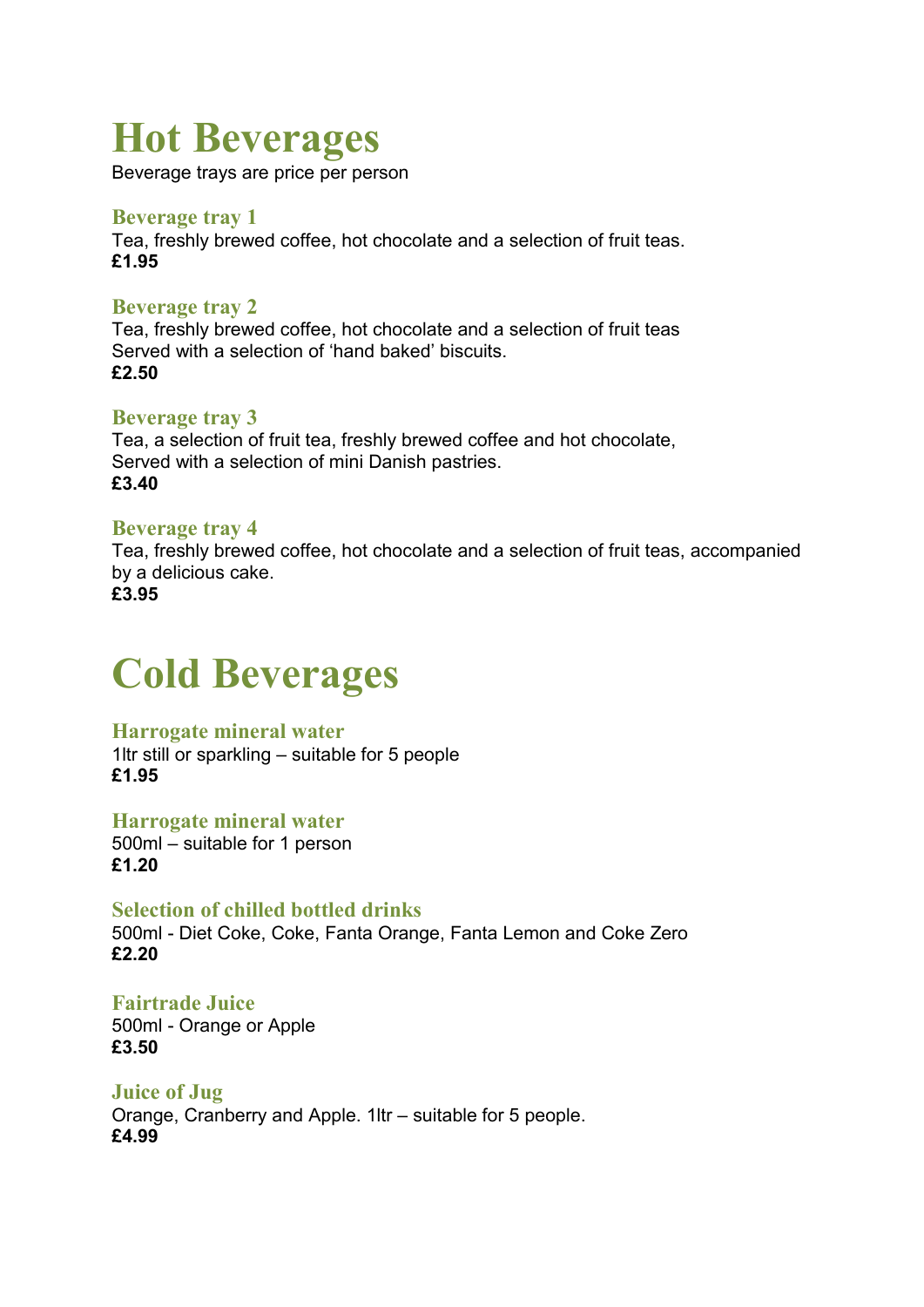# Hot Beverages

Beverage trays are price per person

### Beverage tray 1

Tea, freshly brewed coffee, hot chocolate and a selection of fruit teas.
**£1.95**

### Beverage tray 2

Tea, freshly brewed coffee, hot chocolate and a selection of fruit teas
Served with a selection of 'hand baked' biscuits.
**£2.50**

### Beverage tray 3

Tea, a selection of fruit tea, freshly brewed coffee and hot chocolate,
Served with a selection of mini Danish pastries.
**£3.40**

### Beverage tray 4

Tea, freshly brewed coffee, hot chocolate and a selection of fruit teas, accompanied by a delicious cake.
**£3.95**

# Cold Beverages

### Harrogate mineral water

1ltr still or sparkling – suitable for 5 people
**£1.95**

### Harrogate mineral water

500ml – suitable for 1 person
**£1.20**

### Selection of chilled bottled drinks

500ml - Diet Coke, Coke, Fanta Orange, Fanta Lemon and Coke Zero
**£2.20**

### Fairtrade Juice

500ml - Orange or Apple
**£3.50**

### Juice of Jug

Orange, Cranberry and Apple. 1ltr – suitable for 5 people.
**£4.99**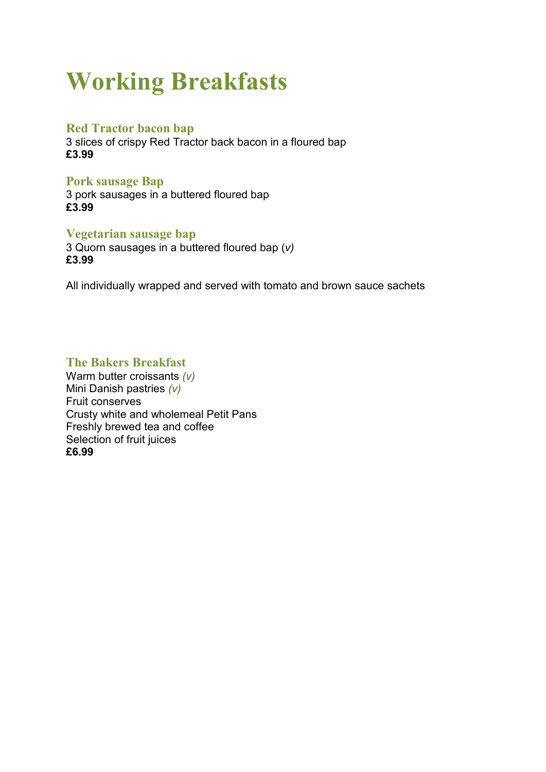# Working Breakfasts

### Red Tractor bacon bap

3 slices of crispy Red Tractor back bacon in a floured bap
**£3.99**

### Pork sausage Bap

3 pork sausages in a buttered floured bap
**£3.99**

### Vegetarian sausage bap

3 Quorn sausages in a buttered floured bap (*v)*
**£3.99**

All individually wrapped and served with tomato and brown sauce sachets

### The Bakers Breakfast

Warm butter croissants *(v)*
Mini Danish pastries *(v)*
Fruit conserves
Crusty white and wholemeal Petit Pans
Freshly brewed tea and coffee
Selection of fruit juices
**£6.99**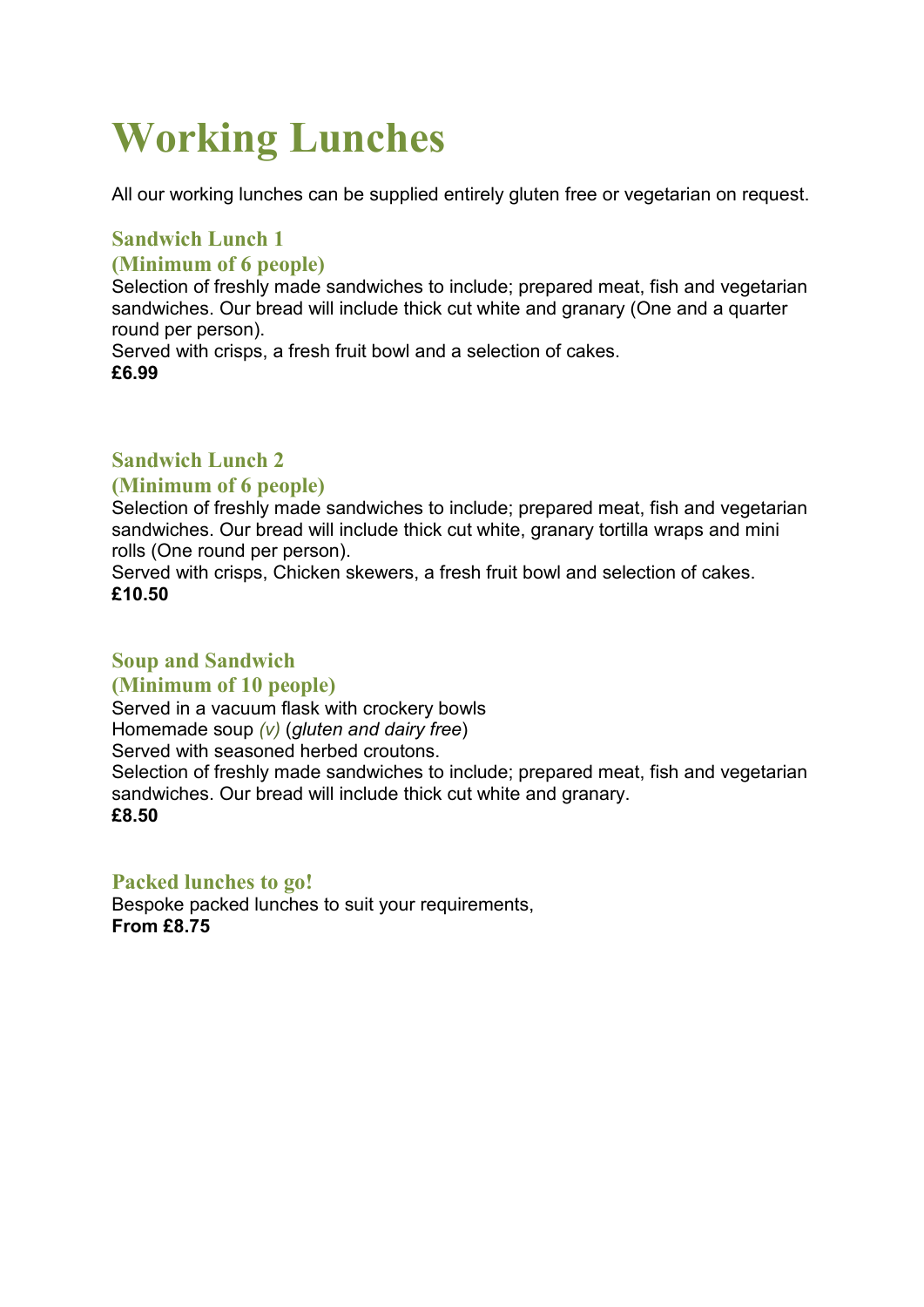# Working Lunches

All our working lunches can be supplied entirely gluten free or vegetarian on request.

### Sandwich Lunch 1
### (Minimum of 6 people)

Selection of freshly made sandwiches to include; prepared meat, fish and vegetarian sandwiches. Our bread will include thick cut white and granary (One and a quarter round per person).
Served with crisps, a fresh fruit bowl and a selection of cakes.
**£6.99**

### Sandwich Lunch 2
### (Minimum of 6 people)

Selection of freshly made sandwiches to include; prepared meat, fish and vegetarian sandwiches. Our bread will include thick cut white, granary tortilla wraps and mini rolls (One round per person).
Served with crisps, Chicken skewers, a fresh fruit bowl and selection of cakes.
**£10.50**

### Soup and Sandwich
### (Minimum of 10 people)

Served in a vacuum flask with crockery bowls
Homemade soup *(v)* (*gluten and dairy free*)
Served with seasoned herbed croutons.
Selection of freshly made sandwiches to include; prepared meat, fish and vegetarian sandwiches. Our bread will include thick cut white and granary.
**£8.50**

### Packed lunches to go!

Bespoke packed lunches to suit your requirements,
**From £8.75**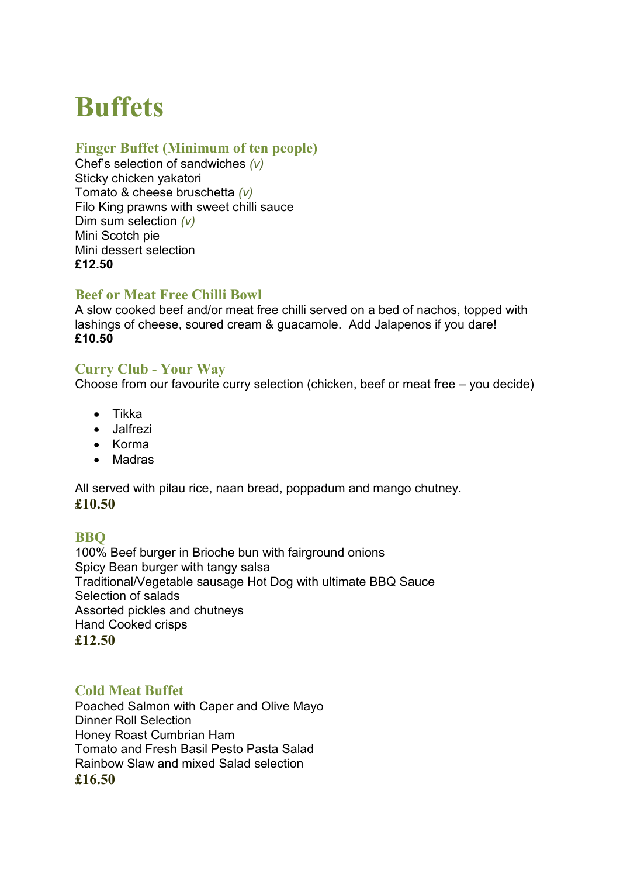# Buffets

## Finger Buffet (Minimum of ten people)

Chef's selection of sandwiches *(v)*
Sticky chicken yakatori
Tomato & cheese bruschetta *(v)*
Filo King prawns with sweet chilli sauce
Dim sum selection *(v)*
Mini Scotch pie
Mini dessert selection
**£12.50**

## Beef or Meat Free Chilli Bowl

A slow cooked beef and/or meat free chilli served on a bed of nachos, topped with lashings of cheese, soured cream & guacamole. Add Jalapenos if you dare!
**£10.50**

## Curry Club - Your Way

Choose from our favourite curry selection (chicken, beef or meat free – you decide)

- Tikka
- Jalfrezi
- Korma
- Madras

All served with pilau rice, naan bread, poppadum and mango chutney.
**£10.50**

## BBQ

100% Beef burger in Brioche bun with fairground onions
Spicy Bean burger with tangy salsa
Traditional/Vegetable sausage Hot Dog with ultimate BBQ Sauce
Selection of salads
Assorted pickles and chutneys
Hand Cooked crisps
**£12.50**

## Cold Meat Buffet

Poached Salmon with Caper and Olive Mayo
Dinner Roll Selection
Honey Roast Cumbrian Ham
Tomato and Fresh Basil Pesto Pasta Salad
Rainbow Slaw and mixed Salad selection
**£16.50**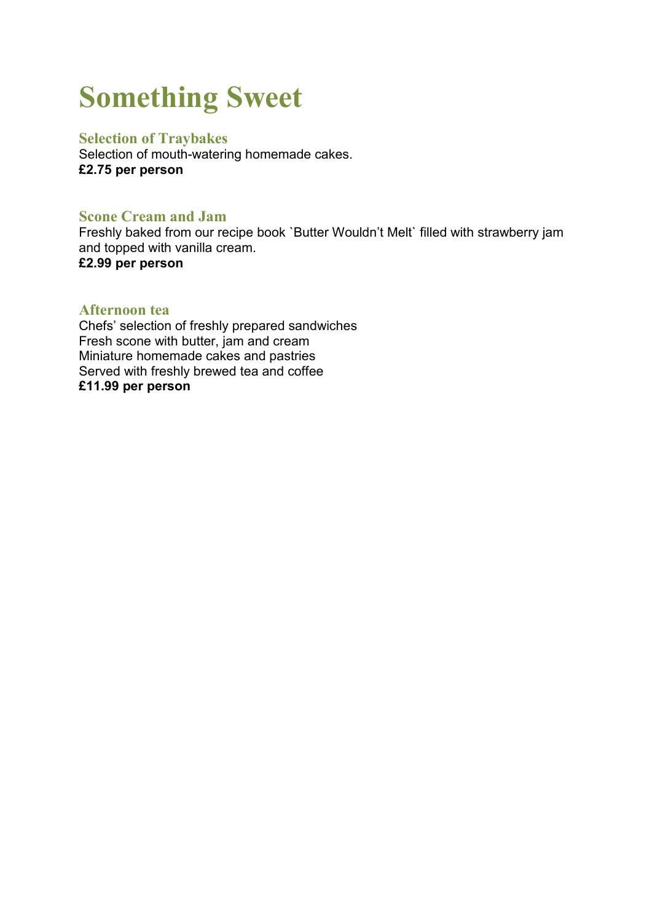# Something Sweet

### Selection of Traybakes

Selection of mouth-watering homemade cakes.
**£2.75 per person**

### Scone Cream and Jam

Freshly baked from our recipe book `Butter Wouldn't Melt` filled with strawberry jam and topped with vanilla cream.
**£2.99 per person**

### Afternoon tea

Chefs' selection of freshly prepared sandwiches
Fresh scone with butter, jam and cream
Miniature homemade cakes and pastries
Served with freshly brewed tea and coffee
**£11.99 per person**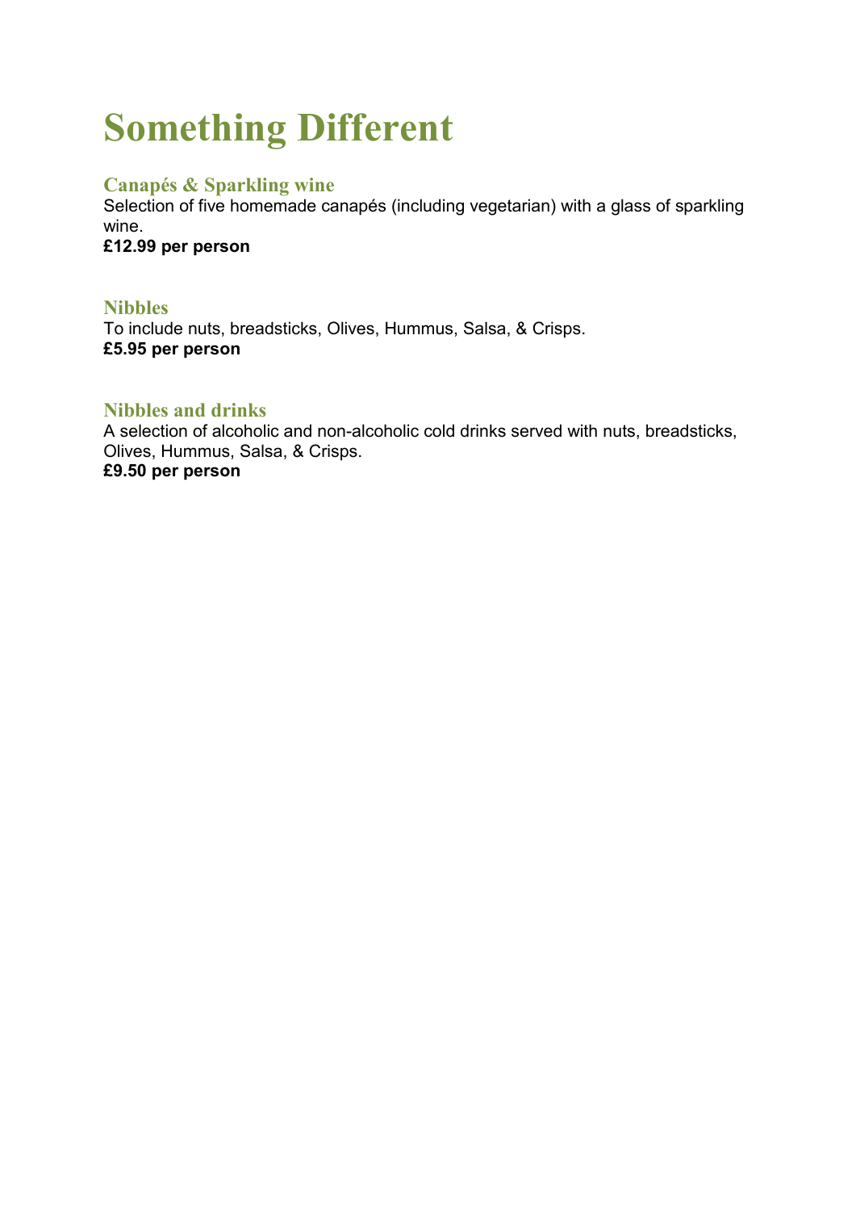# Something Different

## Canapés & Sparkling wine

Selection of five homemade canapés (including vegetarian) with a glass of sparkling wine.

**£12.99 per person**

## Nibbles

To include nuts, breadsticks, Olives, Hummus, Salsa, & Crisps.

**£5.95 per person**

## Nibbles and drinks

A selection of alcoholic and non-alcoholic cold drinks served with nuts, breadsticks, Olives, Hummus, Salsa, & Crisps.

**£9.50 per person**